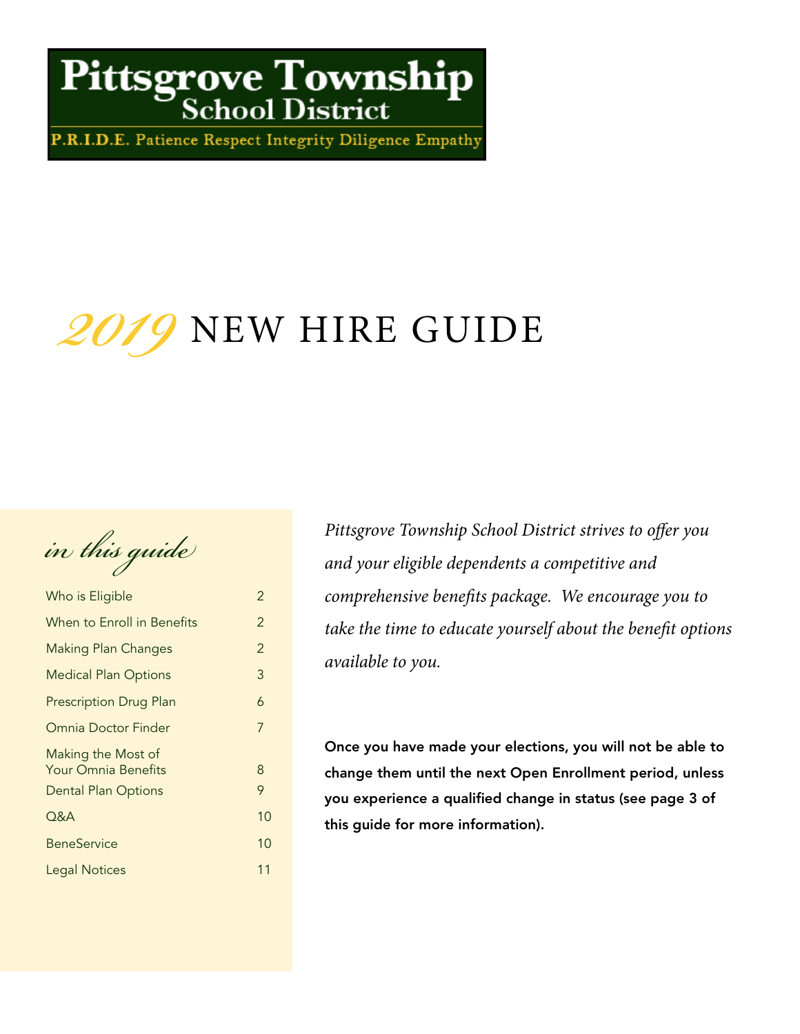**Pittsgrove Township**
**School District**

P.R.I.D.E. Patience Respect Integrity Diligence Empathy

# *2019* NEW HIRE GUIDE

## *in this guide*

| | |
|---|---|
| Who is Eligible | 2 |
| When to Enroll in Benefits | 2 |
| Making Plan Changes | 2 |
| Medical Plan Options | 3 |
| Prescription Drug Plan | 6 |
| Omnia Doctor Finder | 7 |
| Making the Most of Your Omnia Benefits | 8 |
| Dental Plan Options | 9 |
| Q&A | 10 |
| BeneService | 10 |
| Legal Notices | 11 |

*Pittsgrove Township School District strives to offer you and your eligible dependents a competitive and comprehensive benefits package. We encourage you to take the time to educate yourself about the benefit options available to you.*

**Once you have made your elections, you will not be able to change them until the next Open Enrollment period, unless you experience a qualified change in status (see page 3 of this guide for more information).**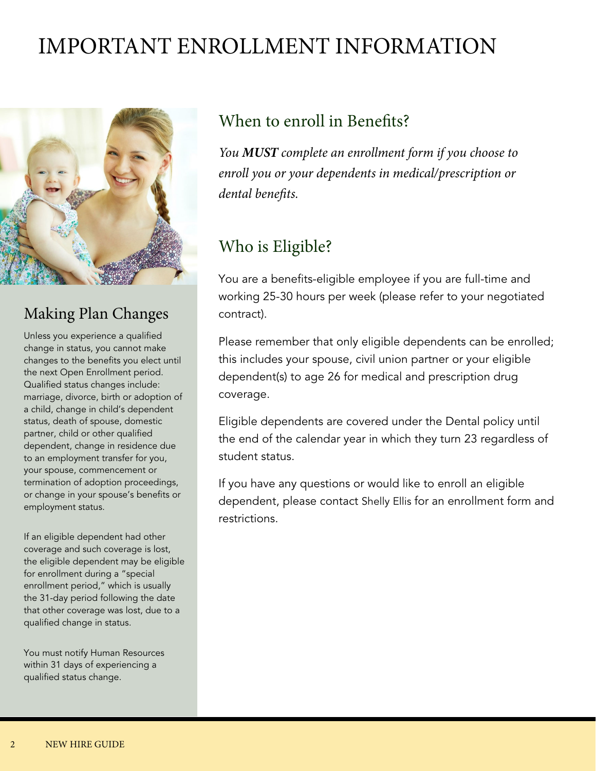# IMPORTANT ENROLLMENT INFORMATION

## Making Plan Changes

Unless you experience a qualified change in status, you cannot make changes to the benefits you elect until the next Open Enrollment period. Qualified status changes include: marriage, divorce, birth or adoption of a child, change in child's dependent status, death of spouse, domestic partner, child or other qualified dependent, change in residence due to an employment transfer for you, your spouse, commencement or termination of adoption proceedings, or change in your spouse's benefits or employment status.

If an eligible dependent had other coverage and such coverage is lost, the eligible dependent may be eligible for enrollment during a "special enrollment period," which is usually the 31-day period following the date that other coverage was lost, due to a qualified change in status.

You must notify Human Resources within 31 days of experiencing a qualified status change.

## When to enroll in Benefits?

*You **MUST** complete an enrollment form if you choose to enroll you or your dependents in medical/prescription or dental benefits.*

## Who is Eligible?

You are a benefits-eligible employee if you are full-time and working 25-30 hours per week (please refer to your negotiated contract).

Please remember that only eligible dependents can be enrolled; this includes your spouse, civil union partner or your eligible dependent(s) to age 26 for medical and prescription drug coverage.

Eligible dependents are covered under the Dental policy until the end of the calendar year in which they turn 23 regardless of student status.

If you have any questions or would like to enroll an eligible dependent, please contact Shelly Ellis for an enrollment form and restrictions.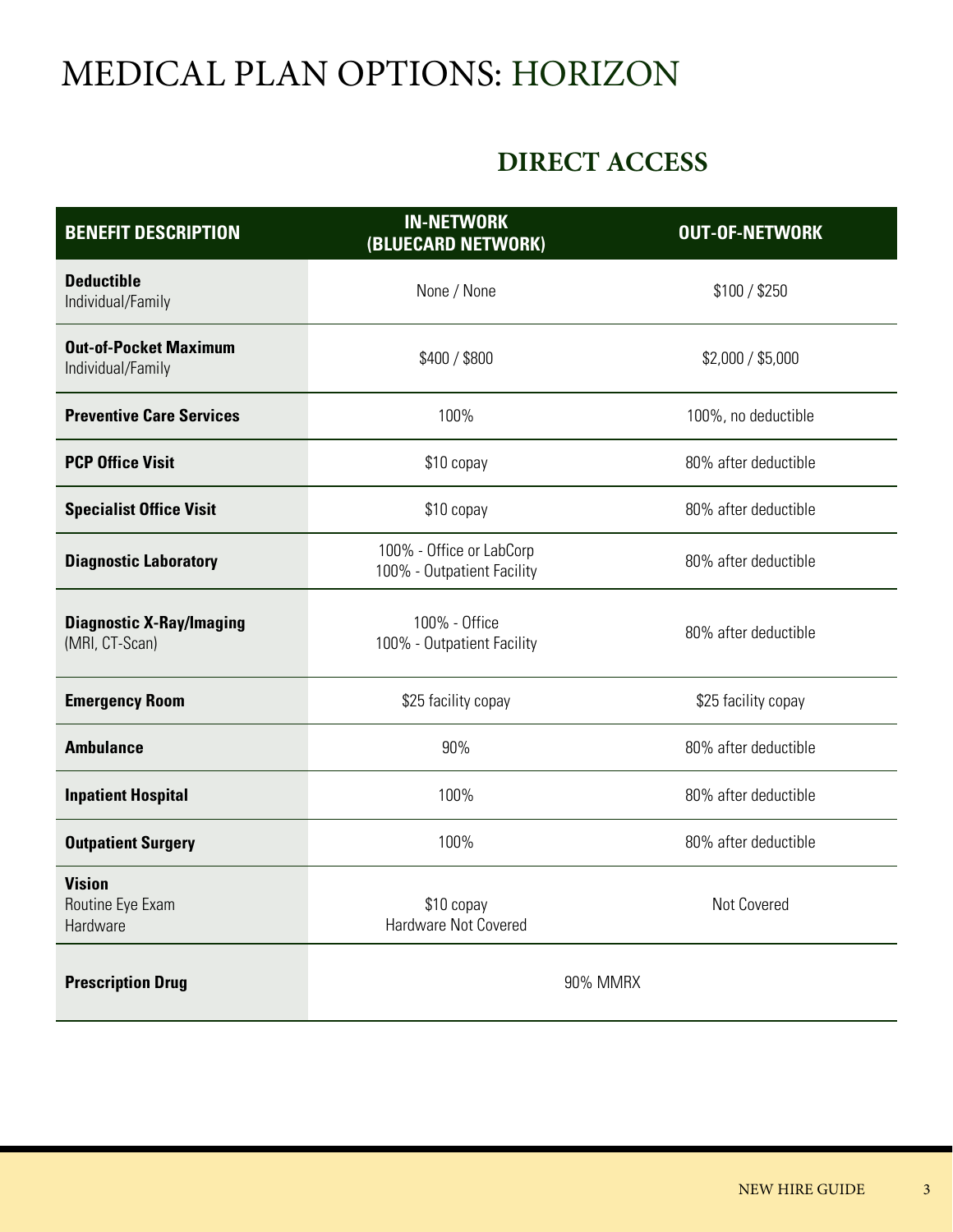# MEDICAL PLAN OPTIONS: HORIZON

## DIRECT ACCESS

| BENEFIT DESCRIPTION | IN-NETWORK (BLUECARD NETWORK) | OUT-OF-NETWORK |
|---|---|---|
| **Deductible** Individual/Family | None / None | $100 / $250 |
| **Out-of-Pocket Maximum** Individual/Family | $400 / $800 | $2,000 / $5,000 |
| **Preventive Care Services** | 100% | 100%, no deductible |
| **PCP Office Visit** | $10 copay | 80% after deductible |
| **Specialist Office Visit** | $10 copay | 80% after deductible |
| **Diagnostic Laboratory** | 100% - Office or LabCorp<br>100% - Outpatient Facility | 80% after deductible |
| **Diagnostic X-Ray/Imaging** (MRI, CT-Scan) | 100% - Office<br>100% - Outpatient Facility | 80% after deductible |
| **Emergency Room** | $25 facility copay | $25 facility copay |
| **Ambulance** | 90% | 80% after deductible |
| **Inpatient Hospital** | 100% | 80% after deductible |
| **Outpatient Surgery** | 100% | 80% after deductible |
| **Vision** Routine Eye Exam Hardware | $10 copay<br>Hardware Not Covered | Not Covered |
| **Prescription Drug** | 90% MMRX | |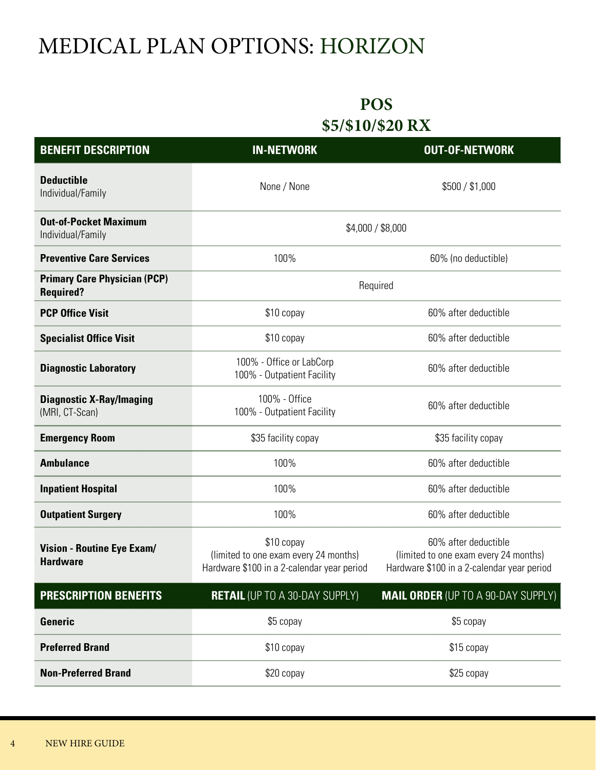# MEDICAL PLAN OPTIONS: HORIZON

## POS
## $5/$10/$20 RX

| BENEFIT DESCRIPTION | IN-NETWORK | OUT-OF-NETWORK |
|---|---|---|
| **Deductible** Individual/Family | None / None | $500 / $1,000 |
| **Out-of-Pocket Maximum** Individual/Family | $4,000 / $8,000 | |
| **Preventive Care Services** | 100% | 60% (no deductible) |
| **Primary Care Physician (PCP) Required?** | Required | |
| **PCP Office Visit** | $10 copay | 60% after deductible |
| **Specialist Office Visit** | $10 copay | 60% after deductible |
| **Diagnostic Laboratory** | 100% - Office or LabCorp<br>100% - Outpatient Facility | 60% after deductible |
| **Diagnostic X-Ray/Imaging** (MRI, CT-Scan) | 100% - Office<br>100% - Outpatient Facility | 60% after deductible |
| **Emergency Room** | $35 facility copay | $35 facility copay |
| **Ambulance** | 100% | 60% after deductible |
| **Inpatient Hospital** | 100% | 60% after deductible |
| **Outpatient Surgery** | 100% | 60% after deductible |
| **Vision - Routine Eye Exam/ Hardware** | $10 copay<br>(limited to one exam every 24 months)<br>Hardware $100 in a 2-calendar year period | 60% after deductible<br>(limited to one exam every 24 months)<br>Hardware $100 in a 2-calendar year period |
| **PRESCRIPTION BENEFITS** | **RETAIL** (UP TO A 30-DAY SUPPLY) | **MAIL ORDER** (UP TO A 90-DAY SUPPLY) |
| **Generic** | $5 copay | $5 copay |
| **Preferred Brand** | $10 copay | $15 copay |
| **Non-Preferred Brand** | $20 copay | $25 copay |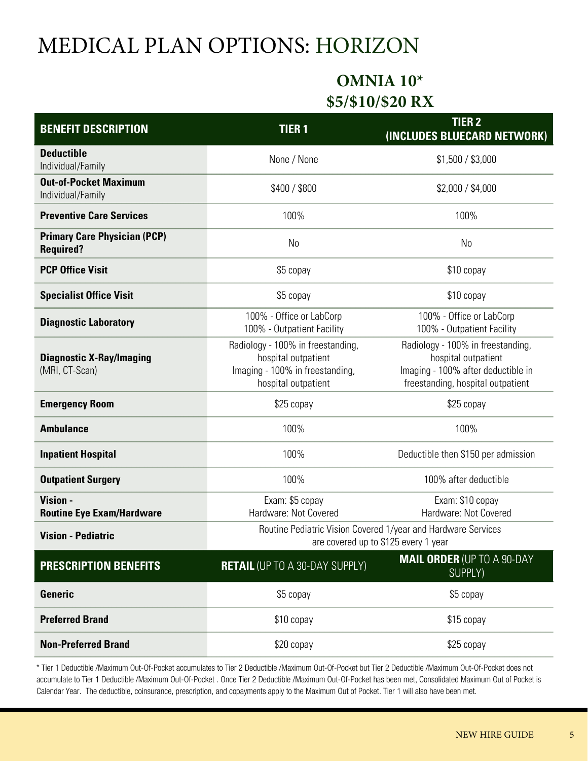# MEDICAL PLAN OPTIONS: HORIZON

## OMNIA 10*
## $5/$10/$20 RX

| BENEFIT DESCRIPTION | TIER 1 | TIER 2 (INCLUDES BLUECARD NETWORK) |
|---|---|---|
| **Deductible** Individual/Family | None / None | $1,500 / $3,000 |
| **Out-of-Pocket Maximum** Individual/Family | $400 / $800 | $2,000 / $4,000 |
| **Preventive Care Services** | 100% | 100% |
| **Primary Care Physician (PCP) Required?** | No | No |
| **PCP Office Visit** | $5 copay | $10 copay |
| **Specialist Office Visit** | $5 copay | $10 copay |
| **Diagnostic Laboratory** | 100% - Office or LabCorp<br>100% - Outpatient Facility | 100% - Office or LabCorp<br>100% - Outpatient Facility |
| **Diagnostic X-Ray/Imaging** (MRI, CT-Scan) | Radiology - 100% in freestanding, hospital outpatient<br>Imaging - 100% in freestanding, hospital outpatient | Radiology - 100% in freestanding, hospital outpatient<br>Imaging - 100% after deductible in freestanding, hospital outpatient |
| **Emergency Room** | $25 copay | $25 copay |
| **Ambulance** | 100% | 100% |
| **Inpatient Hospital** | 100% | Deductible then $150 per admission |
| **Outpatient Surgery** | 100% | 100% after deductible |
| **Vision - Routine Eye Exam/Hardware** | Exam: $5 copay<br>Hardware: Not Covered | Exam: $10 copay<br>Hardware: Not Covered |
| **Vision - Pediatric** | Routine Pediatric Vision Covered 1/year and Hardware Services are covered up to $125 every 1 year | |
| **PRESCRIPTION BENEFITS** | **RETAIL** (UP TO A 30-DAY SUPPLY) | **MAIL ORDER** (UP TO A 90-DAY SUPPLY) |
| **Generic** | $5 copay | $5 copay |
| **Preferred Brand** | $10 copay | $15 copay |
| **Non-Preferred Brand** | $20 copay | $25 copay |

* Tier 1 Deductible /Maximum Out-Of-Pocket accumulates to Tier 2 Deductible /Maximum Out-Of-Pocket but Tier 2 Deductible /Maximum Out-Of-Pocket does not accumulate to Tier 1 Deductible /Maximum Out-Of-Pocket . Once Tier 2 Deductible /Maximum Out-Of-Pocket has been met, Consolidated Maximum Out of Pocket is Calendar Year. The deductible, coinsurance, prescription, and copayments apply to the Maximum Out of Pocket. Tier 1 will also have been met.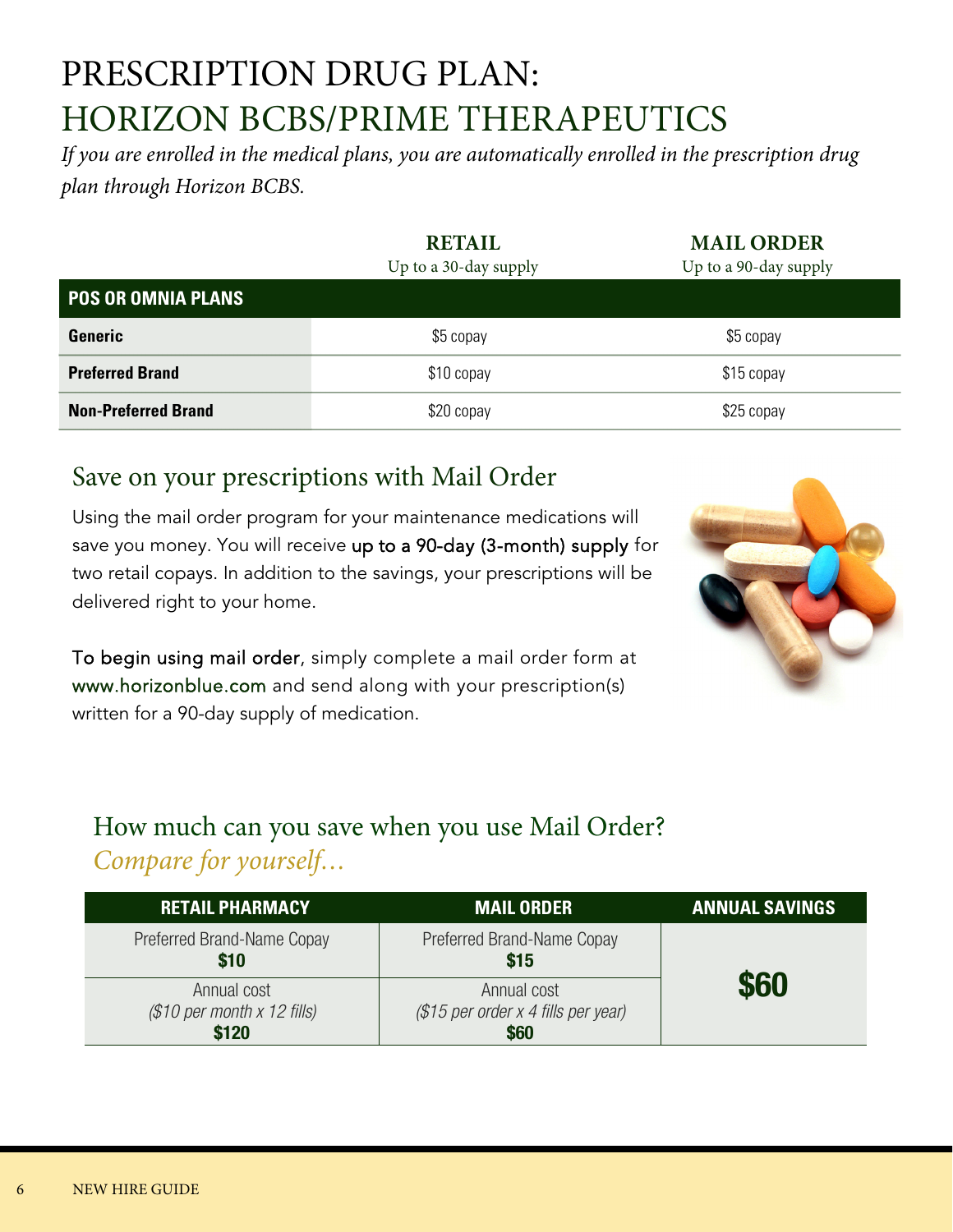# PRESCRIPTION DRUG PLAN: HORIZON BCBS/PRIME THERAPEUTICS

*If you are enrolled in the medical plans, you are automatically enrolled in the prescription drug plan through Horizon BCBS.*

| | **RETAIL** Up to a 30-day supply | **MAIL ORDER** Up to a 90-day supply |
|---|---|---|
| **POS OR OMNIA PLANS** | | |
| **Generic** | $5 copay | $5 copay |
| **Preferred Brand** | $10 copay | $15 copay |
| **Non-Preferred Brand** | $20 copay | $25 copay |

## Save on your prescriptions with Mail Order

Using the mail order program for your maintenance medications will save you money. You will receive up to a 90-day (3-month) supply for two retail copays. In addition to the savings, your prescriptions will be delivered right to your home.

To begin using mail order, simply complete a mail order form at www.horizonblue.com and send along with your prescription(s) written for a 90-day supply of medication.

## How much can you save when you use Mail Order?

*Compare for yourself…*

| RETAIL PHARMACY | MAIL ORDER | ANNUAL SAVINGS |
|---|---|---|
| Preferred Brand-Name Copay **$10** | Preferred Brand-Name Copay **$15** | **$60** |
| Annual cost *($10 per month x 12 fills)* **$120** | Annual cost *($15 per order x 4 fills per year)* **$60** | |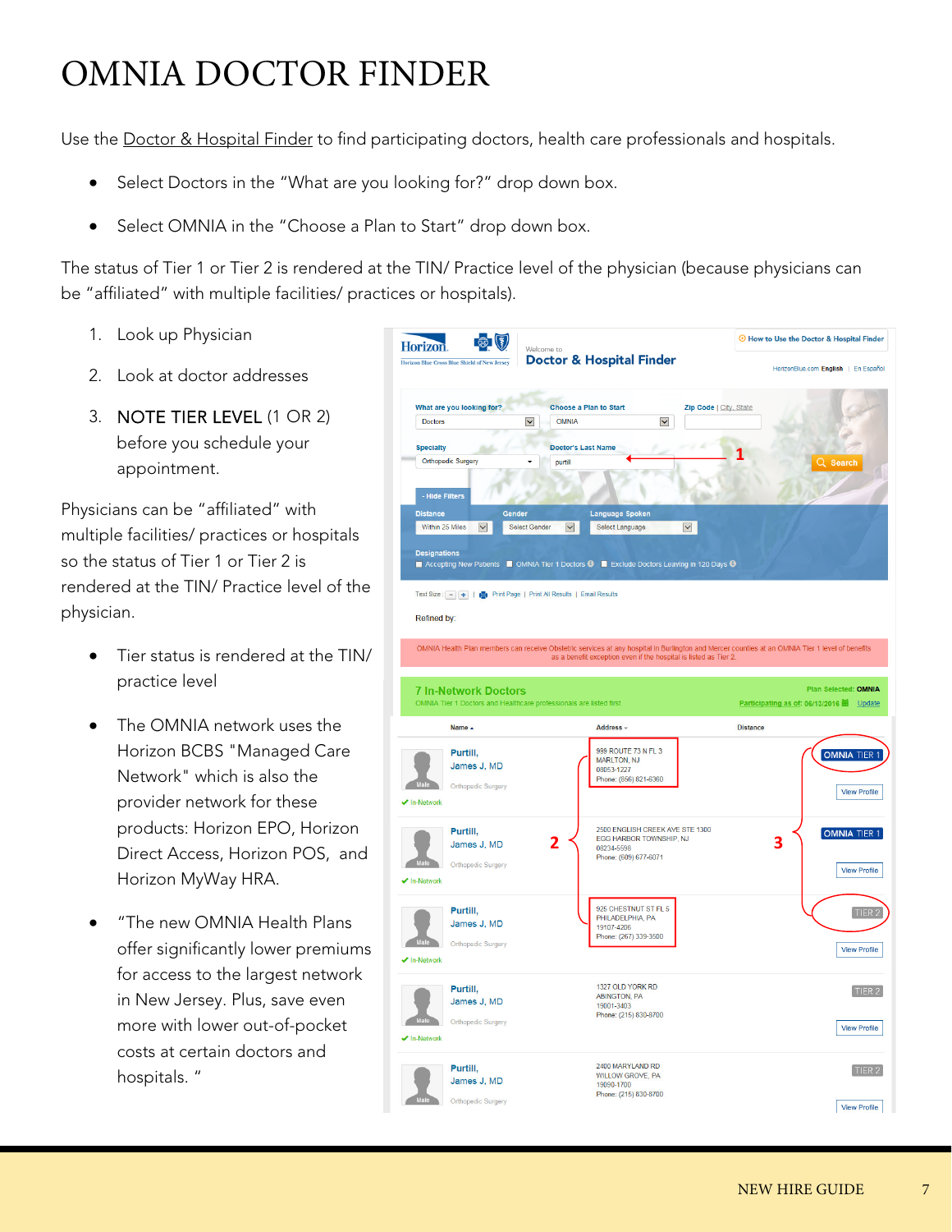# OMNIA DOCTOR FINDER

Use the Doctor & Hospital Finder to find participating doctors, health care professionals and hospitals.

- Select Doctors in the "What are you looking for?" drop down box.
- Select OMNIA in the "Choose a Plan to Start" drop down box.

The status of Tier 1 or Tier 2 is rendered at the TIN/ Practice level of the physician (because physicians can be "affiliated" with multiple facilities/ practices or hospitals).

1. Look up Physician
2. Look at doctor addresses
3. NOTE TIER LEVEL (1 OR 2) before you schedule your appointment.

Physicians can be "affiliated" with multiple facilities/ practices or hospitals so the status of Tier 1 or Tier 2 is rendered at the TIN/ Practice level of the physician.

- Tier status is rendered at the TIN/ practice level
- The OMNIA network uses the Horizon BCBS "Managed Care Network" which is also the provider network for these products: Horizon EPO, Horizon Direct Access, Horizon POS, and Horizon MyWay HRA.
- "The new OMNIA Health Plans offer significantly lower premiums for access to the largest network in New Jersey. Plus, save even more with lower out-of-pocket costs at certain doctors and hospitals. "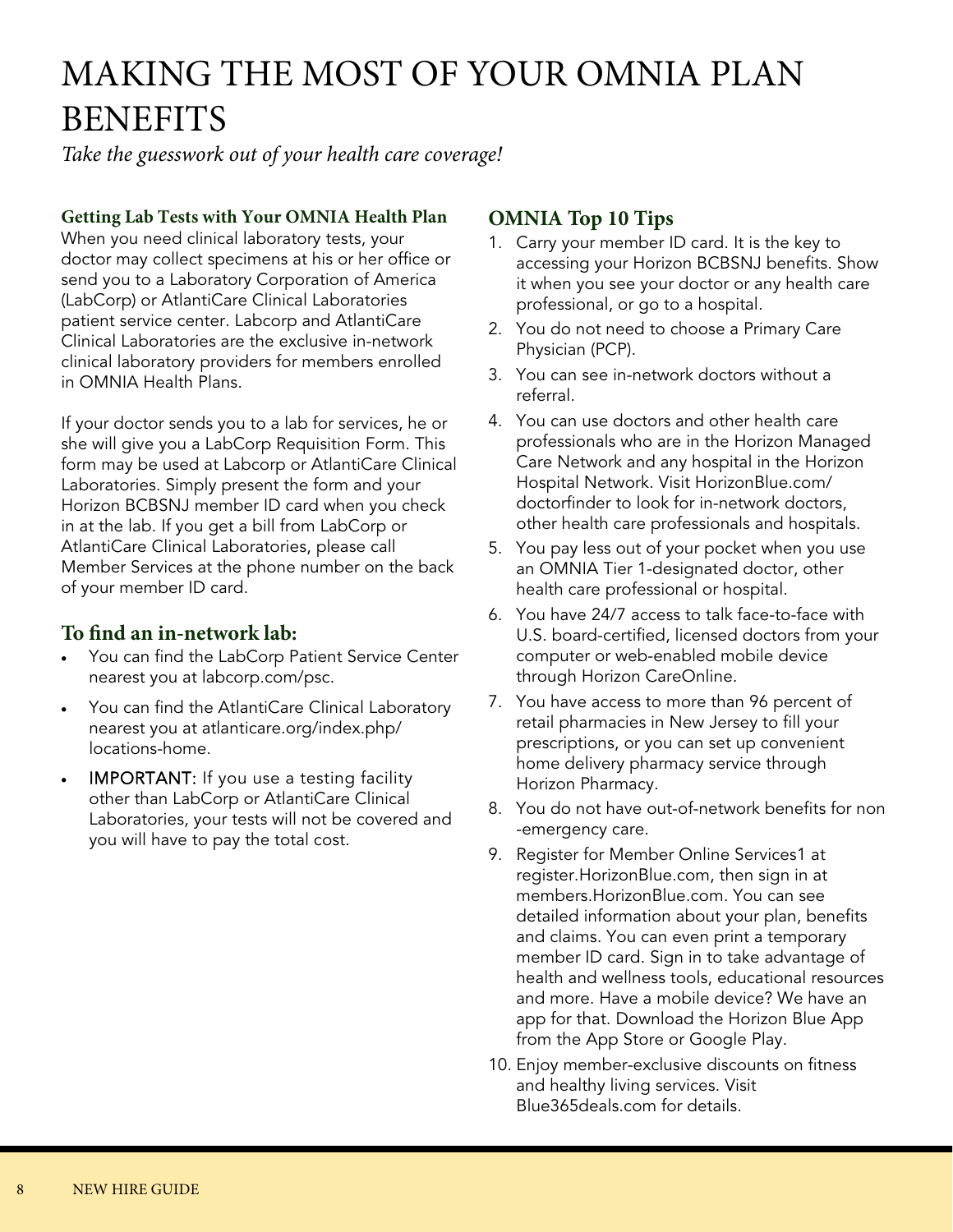# MAKING THE MOST OF YOUR OMNIA PLAN BENEFITS

*Take the guesswork out of your health care coverage!*

### Getting Lab Tests with Your OMNIA Health Plan

When you need clinical laboratory tests, your doctor may collect specimens at his or her office or send you to a Laboratory Corporation of America (LabCorp) or AtlantiCare Clinical Laboratories patient service center. Labcorp and AtlantiCare Clinical Laboratories are the exclusive in-network clinical laboratory providers for members enrolled in OMNIA Health Plans.

If your doctor sends you to a lab for services, he or she will give you a LabCorp Requisition Form. This form may be used at Labcorp or AtlantiCare Clinical Laboratories. Simply present the form and your Horizon BCBSNJ member ID card when you check in at the lab. If you get a bill from LabCorp or AtlantiCare Clinical Laboratories, please call Member Services at the phone number on the back of your member ID card.

## To find an in-network lab:

- You can find the LabCorp Patient Service Center nearest you at labcorp.com/psc.
- You can find the AtlantiCare Clinical Laboratory nearest you at atlanticare.org/index.php/locations-home.
- IMPORTANT: If you use a testing facility other than LabCorp or AtlantiCare Clinical Laboratories, your tests will not be covered and you will have to pay the total cost.

## OMNIA Top 10 Tips

1. Carry your member ID card. It is the key to accessing your Horizon BCBSNJ benefits. Show it when you see your doctor or any health care professional, or go to a hospital.
2. You do not need to choose a Primary Care Physician (PCP).
3. You can see in-network doctors without a referral.
4. You can use doctors and other health care professionals who are in the Horizon Managed Care Network and any hospital in the Horizon Hospital Network. Visit HorizonBlue.com/doctorfinder to look for in-network doctors, other health care professionals and hospitals.
5. You pay less out of your pocket when you use an OMNIA Tier 1-designated doctor, other health care professional or hospital.
6. You have 24/7 access to talk face-to-face with U.S. board-certified, licensed doctors from your computer or web-enabled mobile device through Horizon CareOnline.
7. You have access to more than 96 percent of retail pharmacies in New Jersey to fill your prescriptions, or you can set up convenient home delivery pharmacy service through Horizon Pharmacy.
8. You do not have out-of-network benefits for non-emergency care.
9. Register for Member Online Services1 at register.HorizonBlue.com, then sign in at members.HorizonBlue.com. You can see detailed information about your plan, benefits and claims. You can even print a temporary member ID card. Sign in to take advantage of health and wellness tools, educational resources and more. Have a mobile device? We have an app for that. Download the Horizon Blue App from the App Store or Google Play.
10. Enjoy member-exclusive discounts on fitness and healthy living services. Visit Blue365deals.com for details.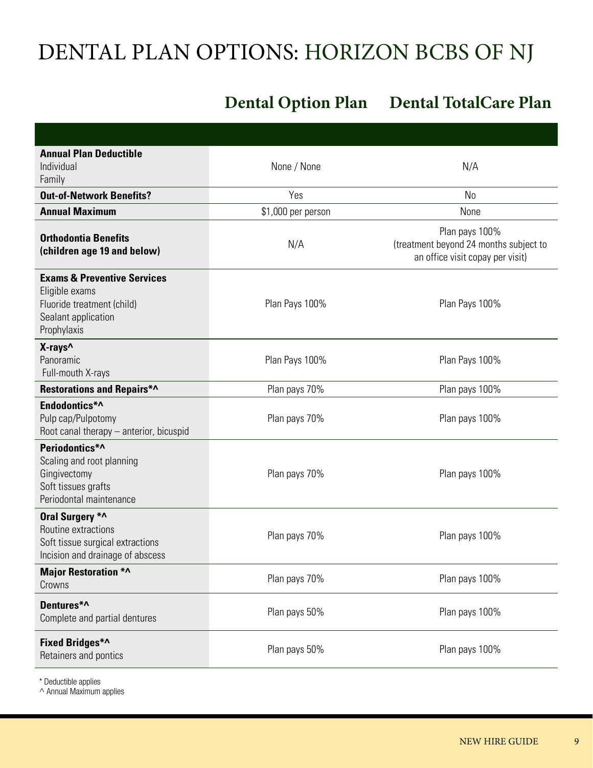# DENTAL PLAN OPTIONS: HORIZON BCBS OF NJ

| | Dental Option Plan | Dental TotalCare Plan |
|---|---|---|
| **Annual Plan Deductible**<br>Individual<br>Family | None / None | N/A |
| **Out-of-Network Benefits?** | Yes | No |
| **Annual Maximum** | $1,000 per person | None |
| **Orthodontia Benefits (children age 19 and below)** | N/A | Plan pays 100% (treatment beyond 24 months subject to an office visit copay per visit) |
| **Exams & Preventive Services**<br>Eligible exams<br>Fluoride treatment (child)<br>Sealant application<br>Prophylaxis | Plan Pays 100% | Plan Pays 100% |
| **X-rays^**<br>Panoramic<br>Full-mouth X-rays | Plan Pays 100% | Plan Pays 100% |
| **Restorations and Repairs*^** | Plan pays 70% | Plan pays 100% |
| **Endodontics*^**<br>Pulp cap/Pulpotomy<br>Root canal therapy – anterior, bicuspid | Plan pays 70% | Plan pays 100% |
| **Periodontics*^**<br>Scaling and root planning<br>Gingivectomy<br>Soft tissues grafts<br>Periodontal maintenance | Plan pays 70% | Plan pays 100% |
| **Oral Surgery *^**<br>Routine extractions<br>Soft tissue surgical extractions<br>Incision and drainage of abscess | Plan pays 70% | Plan pays 100% |
| **Major Restoration *^**<br>Crowns | Plan pays 70% | Plan pays 100% |
| **Dentures*^**<br>Complete and partial dentures | Plan pays 50% | Plan pays 100% |
| **Fixed Bridges*^**<br>Retainers and pontics | Plan pays 50% | Plan pays 100% |

\* Deductible applies

^ Annual Maximum applies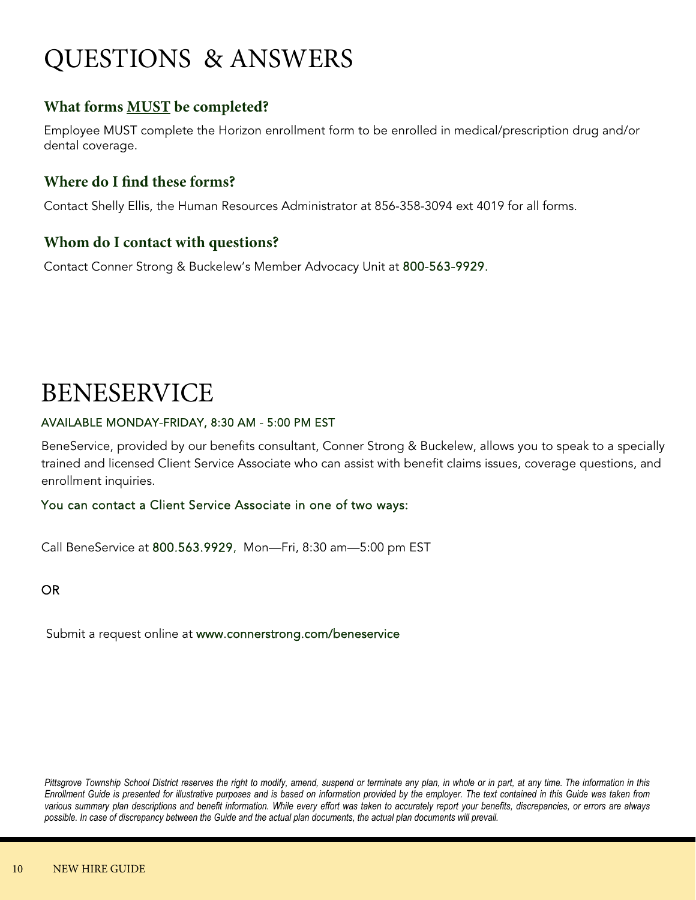# QUESTIONS & ANSWERS

### What forms MUST be completed?

Employee MUST complete the Horizon enrollment form to be enrolled in medical/prescription drug and/or dental coverage.

### Where do I find these forms?

Contact Shelly Ellis, the Human Resources Administrator at 856-358-3094 ext 4019 for all forms.

### Whom do I contact with questions?

Contact Conner Strong & Buckelew's Member Advocacy Unit at 800-563-9929.

# BENESERVICE

AVAILABLE MONDAY-FRIDAY, 8:30 AM - 5:00 PM EST

BeneService, provided by our benefits consultant, Conner Strong & Buckelew, allows you to speak to a specially trained and licensed Client Service Associate who can assist with benefit claims issues, coverage questions, and enrollment inquiries.

You can contact a Client Service Associate in one of two ways:

Call BeneService at 800.563.9929, Mon—Fri, 8:30 am—5:00 pm EST

OR

Submit a request online at www.connerstrong.com/beneservice

*Pittsgrove Township School District reserves the right to modify, amend, suspend or terminate any plan, in whole or in part, at any time. The information in this Enrollment Guide is presented for illustrative purposes and is based on information provided by the employer. The text contained in this Guide was taken from various summary plan descriptions and benefit information. While every effort was taken to accurately report your benefits, discrepancies, or errors are always possible. In case of discrepancy between the Guide and the actual plan documents, the actual plan documents will prevail.*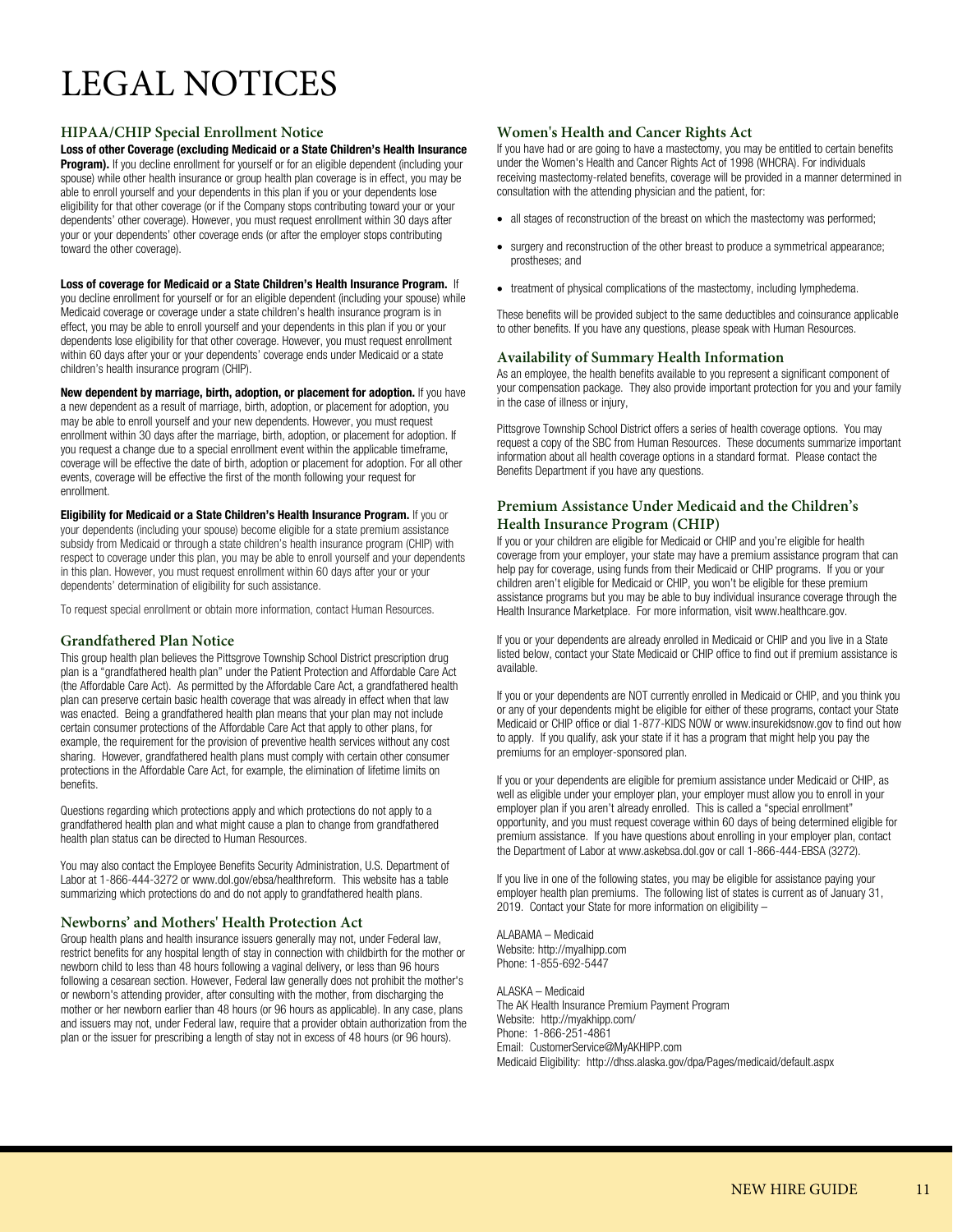# LEGAL NOTICES

## HIPAA/CHIP Special Enrollment Notice

**Loss of other Coverage (excluding Medicaid or a State Children's Health Insurance Program).** If you decline enrollment for yourself or for an eligible dependent (including your spouse) while other health insurance or group health plan coverage is in effect, you may be able to enroll yourself and your dependents in this plan if you or your dependents lose eligibility for that other coverage (or if the Company stops contributing toward your or your dependents' other coverage). However, you must request enrollment within 30 days after your or your dependents' other coverage ends (or after the employer stops contributing toward the other coverage).

**Loss of coverage for Medicaid or a State Children's Health Insurance Program.** If you decline enrollment for yourself or for an eligible dependent (including your spouse) while Medicaid coverage or coverage under a state children's health insurance program is in effect, you may be able to enroll yourself and your dependents in this plan if you or your dependents lose eligibility for that other coverage. However, you must request enrollment within 60 days after your or your dependents' coverage ends under Medicaid or a state children's health insurance program (CHIP).

**New dependent by marriage, birth, adoption, or placement for adoption.** If you have a new dependent as a result of marriage, birth, adoption, or placement for adoption, you may be able to enroll yourself and your new dependents. However, you must request enrollment within 30 days after the marriage, birth, adoption, or placement for adoption. If you request a change due to a special enrollment event within the applicable timeframe, coverage will be effective the date of birth, adoption or placement for adoption. For all other events, coverage will be effective the first of the month following your request for enrollment.

**Eligibility for Medicaid or a State Children's Health Insurance Program.** If you or your dependents (including your spouse) become eligible for a state premium assistance subsidy from Medicaid or through a state children's health insurance program (CHIP) with respect to coverage under this plan, you may be able to enroll yourself and your dependents in this plan. However, you must request enrollment within 60 days after your or your dependents' determination of eligibility for such assistance.

To request special enrollment or obtain more information, contact Human Resources.

## Grandfathered Plan Notice

This group health plan believes the Pittsgrove Township School District prescription drug plan is a "grandfathered health plan" under the Patient Protection and Affordable Care Act (the Affordable Care Act). As permitted by the Affordable Care Act, a grandfathered health plan can preserve certain basic health coverage that was already in effect when that law was enacted. Being a grandfathered health plan means that your plan may not include certain consumer protections of the Affordable Care Act that apply to other plans, for example, the requirement for the provision of preventive health services without any cost sharing. However, grandfathered health plans must comply with certain other consumer protections in the Affordable Care Act, for example, the elimination of lifetime limits on benefits.

Questions regarding which protections apply and which protections do not apply to a grandfathered health plan and what might cause a plan to change from grandfathered health plan status can be directed to Human Resources.

You may also contact the Employee Benefits Security Administration, U.S. Department of Labor at 1-866-444-3272 or www.dol.gov/ebsa/healthreform. This website has a table summarizing which protections do and do not apply to grandfathered health plans.

## Newborns' and Mothers' Health Protection Act

Group health plans and health insurance issuers generally may not, under Federal law, restrict benefits for any hospital length of stay in connection with childbirth for the mother or newborn child to less than 48 hours following a vaginal delivery, or less than 96 hours following a cesarean section. However, Federal law generally does not prohibit the mother's or newborn's attending provider, after consulting with the mother, from discharging the mother or her newborn earlier than 48 hours (or 96 hours as applicable). In any case, plans and issuers may not, under Federal law, require that a provider obtain authorization from the plan or the issuer for prescribing a length of stay not in excess of 48 hours (or 96 hours).

## Women's Health and Cancer Rights Act

If you have had or are going to have a mastectomy, you may be entitled to certain benefits under the Women's Health and Cancer Rights Act of 1998 (WHCRA). For individuals receiving mastectomy-related benefits, coverage will be provided in a manner determined in consultation with the attending physician and the patient, for:

- all stages of reconstruction of the breast on which the mastectomy was performed;
- surgery and reconstruction of the other breast to produce a symmetrical appearance; prostheses; and
- treatment of physical complications of the mastectomy, including lymphedema.

These benefits will be provided subject to the same deductibles and coinsurance applicable to other benefits. If you have any questions, please speak with Human Resources.

## Availability of Summary Health Information

As an employee, the health benefits available to you represent a significant component of your compensation package. They also provide important protection for you and your family in the case of illness or injury,

Pittsgrove Township School District offers a series of health coverage options. You may request a copy of the SBC from Human Resources. These documents summarize important information about all health coverage options in a standard format. Please contact the Benefits Department if you have any questions.

## Premium Assistance Under Medicaid and the Children's Health Insurance Program (CHIP)

If you or your children are eligible for Medicaid or CHIP and you're eligible for health coverage from your employer, your state may have a premium assistance program that can help pay for coverage, using funds from their Medicaid or CHIP programs. If you or your children aren't eligible for Medicaid or CHIP, you won't be eligible for these premium assistance programs but you may be able to buy individual insurance coverage through the Health Insurance Marketplace. For more information, visit www.healthcare.gov.

If you or your dependents are already enrolled in Medicaid or CHIP and you live in a State listed below, contact your State Medicaid or CHIP office to find out if premium assistance is available.

If you or your dependents are NOT currently enrolled in Medicaid or CHIP, and you think you or any of your dependents might be eligible for either of these programs, contact your State Medicaid or CHIP office or dial 1-877-KIDS NOW or www.insurekidsnow.gov to find out how to apply. If you qualify, ask your state if it has a program that might help you pay the premiums for an employer-sponsored plan.

If you or your dependents are eligible for premium assistance under Medicaid or CHIP, as well as eligible under your employer plan, your employer must allow you to enroll in your employer plan if you aren't already enrolled. This is called a "special enrollment" opportunity, and you must request coverage within 60 days of being determined eligible for premium assistance. If you have questions about enrolling in your employer plan, contact the Department of Labor at www.askebsa.dol.gov or call 1-866-444-EBSA (3272).

If you live in one of the following states, you may be eligible for assistance paying your employer health plan premiums. The following list of states is current as of January 31, 2019. Contact your State for more information on eligibility –

ALABAMA – Medicaid
Website: http://myalhipp.com
Phone: 1-855-692-5447

ALASKA – Medicaid
The AK Health Insurance Premium Payment Program
Website: http://myakhipp.com/
Phone: 1-866-251-4861
Email: CustomerService@MyAKHIPP.com
Medicaid Eligibility: http://dhss.alaska.gov/dpa/Pages/medicaid/default.aspx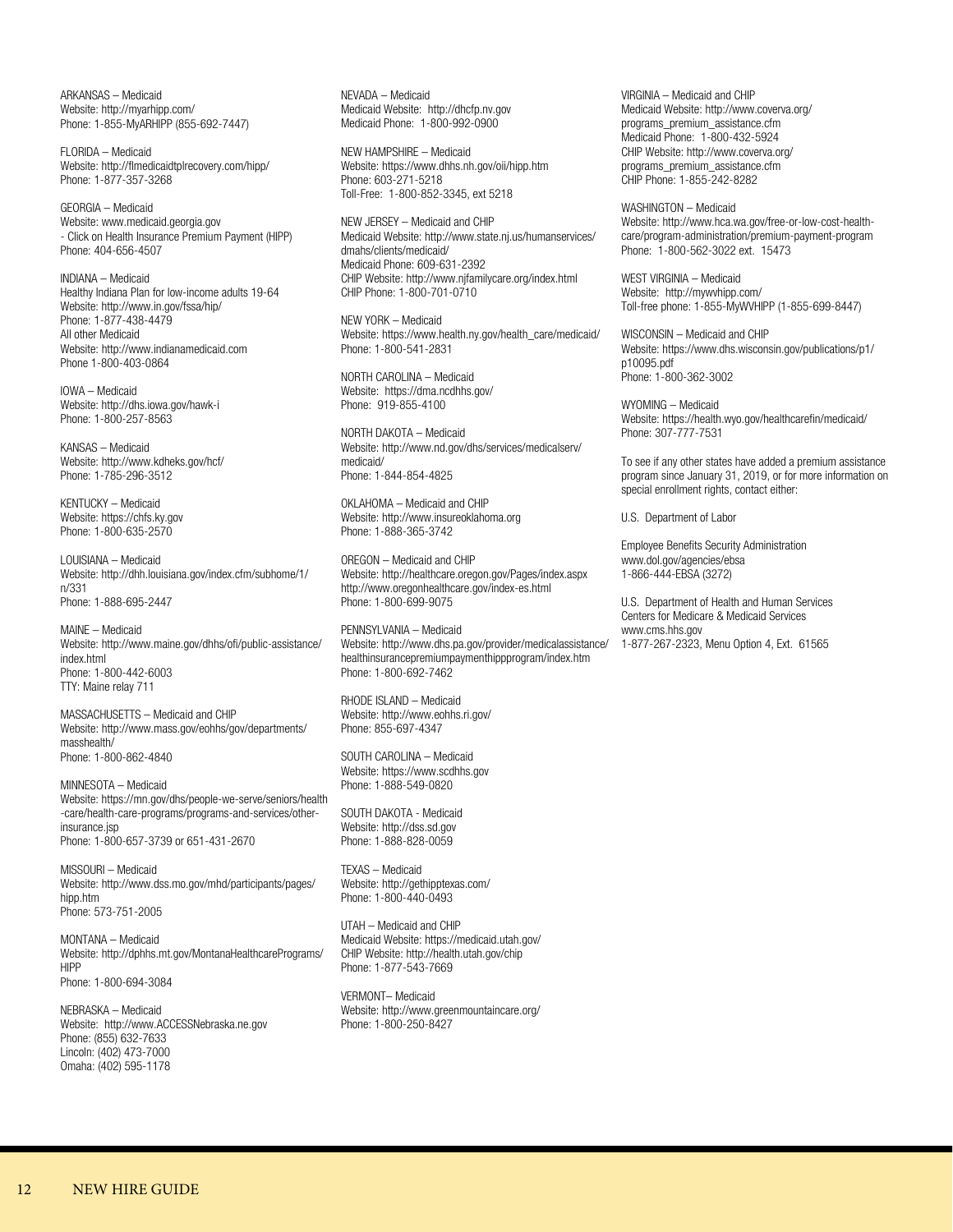ARKANSAS – Medicaid
Website: http://myarhipp.com/
Phone: 1-855-MyARHIPP (855-692-7447)

FLORIDA – Medicaid
Website: http://flmedicaidtplrecovery.com/hipp/
Phone: 1-877-357-3268

GEORGIA – Medicaid
Website: www.medicaid.georgia.gov
- Click on Health Insurance Premium Payment (HIPP)
Phone: 404-656-4507

INDIANA – Medicaid
Healthy Indiana Plan for low-income adults 19-64
Website: http://www.in.gov/fssa/hip/
Phone: 1-877-438-4479
All other Medicaid
Website: http://www.indianamedicaid.com
Phone 1-800-403-0864

IOWA – Medicaid
Website: http://dhs.iowa.gov/hawk-i
Phone: 1-800-257-8563

KANSAS – Medicaid
Website: http://www.kdheks.gov/hcf/
Phone: 1-785-296-3512

KENTUCKY – Medicaid
Website: https://chfs.ky.gov
Phone: 1-800-635-2570

LOUISIANA – Medicaid
Website: http://dhh.louisiana.gov/index.cfm/subhome/1/n/331
Phone: 1-888-695-2447

MAINE – Medicaid
Website: http://www.maine.gov/dhhs/ofi/public-assistance/index.html
Phone: 1-800-442-6003
TTY: Maine relay 711

MASSACHUSETTS – Medicaid and CHIP
Website: http://www.mass.gov/eohhs/gov/departments/masshealth/
Phone: 1-800-862-4840

MINNESOTA – Medicaid
Website: https://mn.gov/dhs/people-we-serve/seniors/health-care/health-care-programs/programs-and-services/other-insurance.jsp
Phone: 1-800-657-3739 or 651-431-2670

MISSOURI – Medicaid
Website: http://www.dss.mo.gov/mhd/participants/pages/hipp.htm
Phone: 573-751-2005

MONTANA – Medicaid
Website: http://dphhs.mt.gov/MontanaHealthcarePrograms/HIPP
Phone: 1-800-694-3084

NEBRASKA – Medicaid
Website: http://www.ACCESSNebraska.ne.gov
Phone: (855) 632-7633
Lincoln: (402) 473-7000
Omaha: (402) 595-1178

NEVADA – Medicaid
Medicaid Website: http://dhcfp.nv.gov
Medicaid Phone: 1-800-992-0900

NEW HAMPSHIRE – Medicaid
Website: https://www.dhhs.nh.gov/oii/hipp.htm
Phone: 603-271-5218
Toll-Free: 1-800-852-3345, ext 5218

NEW JERSEY – Medicaid and CHIP
Medicaid Website: http://www.state.nj.us/humanservices/dmahs/clients/medicaid/
Medicaid Phone: 609-631-2392
CHIP Website: http://www.njfamilycare.org/index.html
CHIP Phone: 1-800-701-0710

NEW YORK – Medicaid
Website: https://www.health.ny.gov/health_care/medicaid/
Phone: 1-800-541-2831

NORTH CAROLINA – Medicaid
Website: https://dma.ncdhhs.gov/
Phone: 919-855-4100

NORTH DAKOTA – Medicaid
Website: http://www.nd.gov/dhs/services/medicalserv/medicaid/
Phone: 1-844-854-4825

OKLAHOMA – Medicaid and CHIP
Website: http://www.insureoklahoma.org
Phone: 1-888-365-3742

OREGON – Medicaid and CHIP
Website: http://healthcare.oregon.gov/Pages/index.aspx
http://www.oregonhealthcare.gov/index-es.html
Phone: 1-800-699-9075

PENNSYLVANIA – Medicaid
Website: http://www.dhs.pa.gov/provider/medicalassistance/healthinsurancepremiumpaymenthippprogram/index.htm
Phone: 1-800-692-7462

RHODE ISLAND – Medicaid
Website: http://www.eohhs.ri.gov/
Phone: 855-697-4347

SOUTH CAROLINA – Medicaid
Website: https://www.scdhhs.gov
Phone: 1-888-549-0820

SOUTH DAKOTA - Medicaid
Website: http://dss.sd.gov
Phone: 1-888-828-0059

TEXAS – Medicaid
Website: http://gethipptexas.com/
Phone: 1-800-440-0493

UTAH – Medicaid and CHIP
Medicaid Website: https://medicaid.utah.gov/
CHIP Website: http://health.utah.gov/chip
Phone: 1-877-543-7669

VERMONT– Medicaid
Website: http://www.greenmountaincare.org/
Phone: 1-800-250-8427

VIRGINIA – Medicaid and CHIP
Medicaid Website: http://www.coverva.org/programs_premium_assistance.cfm
Medicaid Phone: 1-800-432-5924
CHIP Website: http://www.coverva.org/programs_premium_assistance.cfm
CHIP Phone: 1-855-242-8282

WASHINGTON – Medicaid
Website: http://www.hca.wa.gov/free-or-low-cost-health-care/program-administration/premium-payment-program
Phone: 1-800-562-3022 ext. 15473

WEST VIRGINIA – Medicaid
Website: http://mywvhipp.com/
Toll-free phone: 1-855-MyWVHIPP (1-855-699-8447)

WISCONSIN – Medicaid and CHIP
Website: https://www.dhs.wisconsin.gov/publications/p1/p10095.pdf
Phone: 1-800-362-3002

WYOMING – Medicaid
Website: https://health.wyo.gov/healthcarefin/medicaid/
Phone: 307-777-7531

To see if any other states have added a premium assistance program since January 31, 2019, or for more information on special enrollment rights, contact either:

U.S. Department of Labor

Employee Benefits Security Administration
www.dol.gov/agencies/ebsa
1-866-444-EBSA (3272)

U.S. Department of Health and Human Services
Centers for Medicare & Medicaid Services
www.cms.hhs.gov
1-877-267-2323, Menu Option 4, Ext. 61565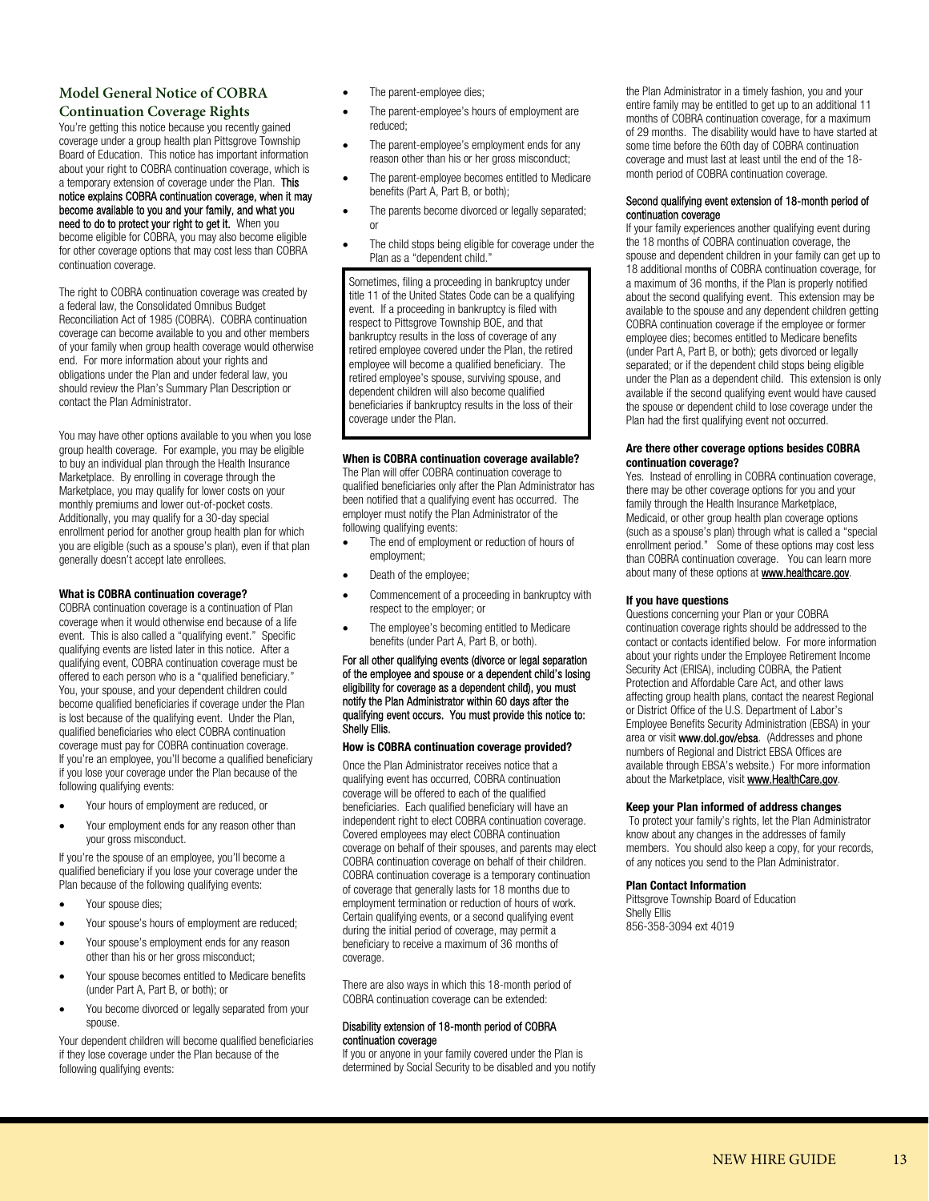## Model General Notice of COBRA Continuation Coverage Rights

You're getting this notice because you recently gained coverage under a group health plan Pittsgrove Township Board of Education. This notice has important information about your right to COBRA continuation coverage, which is a temporary extension of coverage under the Plan. **This notice explains COBRA continuation coverage, when it may become available to you and your family, and what you need to do to protect your right to get it.** When you become eligible for COBRA, you may also become eligible for other coverage options that may cost less than COBRA continuation coverage.

The right to COBRA continuation coverage was created by a federal law, the Consolidated Omnibus Budget Reconciliation Act of 1985 (COBRA). COBRA continuation coverage can become available to you and other members of your family when group health coverage would otherwise end. For more information about your rights and obligations under the Plan and under federal law, you should review the Plan's Summary Plan Description or contact the Plan Administrator.

You may have other options available to you when you lose group health coverage. For example, you may be eligible to buy an individual plan through the Health Insurance Marketplace. By enrolling in coverage through the Marketplace, you may qualify for lower costs on your monthly premiums and lower out-of-pocket costs. Additionally, you may qualify for a 30-day special enrollment period for another group health plan for which you are eligible (such as a spouse's plan), even if that plan generally doesn't accept late enrollees.

#### What is COBRA continuation coverage?

COBRA continuation coverage is a continuation of Plan coverage when it would otherwise end because of a life event. This is also called a "qualifying event." Specific qualifying events are listed later in this notice. After a qualifying event, COBRA continuation coverage must be offered to each person who is a "qualified beneficiary." You, your spouse, and your dependent children could become qualified beneficiaries if coverage under the Plan is lost because of the qualifying event. Under the Plan, qualified beneficiaries who elect COBRA continuation coverage must pay for COBRA continuation coverage.

If you're an employee, you'll become a qualified beneficiary if you lose your coverage under the Plan because of the following qualifying events:

- Your hours of employment are reduced, or
- Your employment ends for any reason other than your gross misconduct.

If you're the spouse of an employee, you'll become a qualified beneficiary if you lose your coverage under the Plan because of the following qualifying events:

- Your spouse dies;
- Your spouse's hours of employment are reduced;
- Your spouse's employment ends for any reason other than his or her gross misconduct;
- Your spouse becomes entitled to Medicare benefits (under Part A, Part B, or both); or
- You become divorced or legally separated from your spouse.

Your dependent children will become qualified beneficiaries if they lose coverage under the Plan because of the following qualifying events:

- The parent-employee dies;
- The parent-employee's hours of employment are reduced;
- The parent-employee's employment ends for any reason other than his or her gross misconduct;
- The parent-employee becomes entitled to Medicare benefits (Part A, Part B, or both);
- The parents become divorced or legally separated; or
- The child stops being eligible for coverage under the Plan as a "dependent child."

Sometimes, filing a proceeding in bankruptcy under title 11 of the United States Code can be a qualifying event. If a proceeding in bankruptcy is filed with respect to Pittsgrove Township BOE, and that bankruptcy results in the loss of coverage of any retired employee covered under the Plan, the retired employee will become a qualified beneficiary. The retired employee's spouse, surviving spouse, and dependent children will also become qualified beneficiaries if bankruptcy results in the loss of their coverage under the Plan.

#### When is COBRA continuation coverage available?

The Plan will offer COBRA continuation coverage to qualified beneficiaries only after the Plan Administrator has been notified that a qualifying event has occurred. The employer must notify the Plan Administrator of the following qualifying events:

- The end of employment or reduction of hours of employment;
- Death of the employee;
- Commencement of a proceeding in bankruptcy with respect to the employer; or
- The employee's becoming entitled to Medicare benefits (under Part A, Part B, or both).

**For all other qualifying events (divorce or legal separation of the employee and spouse or a dependent child's losing eligibility for coverage as a dependent child), you must notify the Plan Administrator within 60 days after the qualifying event occurs. You must provide this notice to: Shelly Ellis.**

#### How is COBRA continuation coverage provided?

Once the Plan Administrator receives notice that a qualifying event has occurred, COBRA continuation coverage will be offered to each of the qualified beneficiaries. Each qualified beneficiary will have an independent right to elect COBRA continuation coverage. Covered employees may elect COBRA continuation coverage on behalf of their spouses, and parents may elect COBRA continuation coverage on behalf of their children. COBRA continuation coverage is a temporary continuation of coverage that generally lasts for 18 months due to employment termination or reduction of hours of work. Certain qualifying events, or a second qualifying event during the initial period of coverage, may permit a beneficiary to receive a maximum of 36 months of coverage.

There are also ways in which this 18-month period of COBRA continuation coverage can be extended:

##### Disability extension of 18-month period of COBRA continuation coverage

If you or anyone in your family covered under the Plan is determined by Social Security to be disabled and you notify the Plan Administrator in a timely fashion, you and your entire family may be entitled to get up to an additional 11 months of COBRA continuation coverage, for a maximum of 29 months. The disability would have to have started at some time before the 60th day of COBRA continuation coverage and must last at least until the end of the 18-month period of COBRA continuation coverage.

##### Second qualifying event extension of 18-month period of continuation coverage

If your family experiences another qualifying event during the 18 months of COBRA continuation coverage, the spouse and dependent children in your family can get up to 18 additional months of COBRA continuation coverage, for a maximum of 36 months, if the Plan is properly notified about the second qualifying event. This extension may be available to the spouse and any dependent children getting COBRA continuation coverage if the employee or former employee dies; becomes entitled to Medicare benefits (under Part A, Part B, or both); gets divorced or legally separated; or if the dependent child stops being eligible under the Plan as a dependent child. This extension is only available if the second qualifying event would have caused the spouse or dependent child to lose coverage under the Plan had the first qualifying event not occurred.

#### Are there other coverage options besides COBRA continuation coverage?

Yes. Instead of enrolling in COBRA continuation coverage, there may be other coverage options for you and your family through the Health Insurance Marketplace, Medicaid, or other group health plan coverage options (such as a spouse's plan) through what is called a "special enrollment period." Some of these options may cost less than COBRA continuation coverage. You can learn more about many of these options at www.healthcare.gov.

#### If you have questions

Questions concerning your Plan or your COBRA continuation coverage rights should be addressed to the contact or contacts identified below. For more information about your rights under the Employee Retirement Income Security Act (ERISA), including COBRA, the Patient Protection and Affordable Care Act, and other laws affecting group health plans, contact the nearest Regional or District Office of the U.S. Department of Labor's Employee Benefits Security Administration (EBSA) in your area or visit www.dol.gov/ebsa. (Addresses and phone numbers of Regional and District EBSA Offices are available through EBSA's website.) For more information about the Marketplace, visit www.HealthCare.gov.

#### Keep your Plan informed of address changes

To protect your family's rights, let the Plan Administrator know about any changes in the addresses of family members. You should also keep a copy, for your records, of any notices you send to the Plan Administrator.

#### Plan Contact Information

Pittsgrove Township Board of Education
Shelly Ellis
856-358-3094 ext 4019